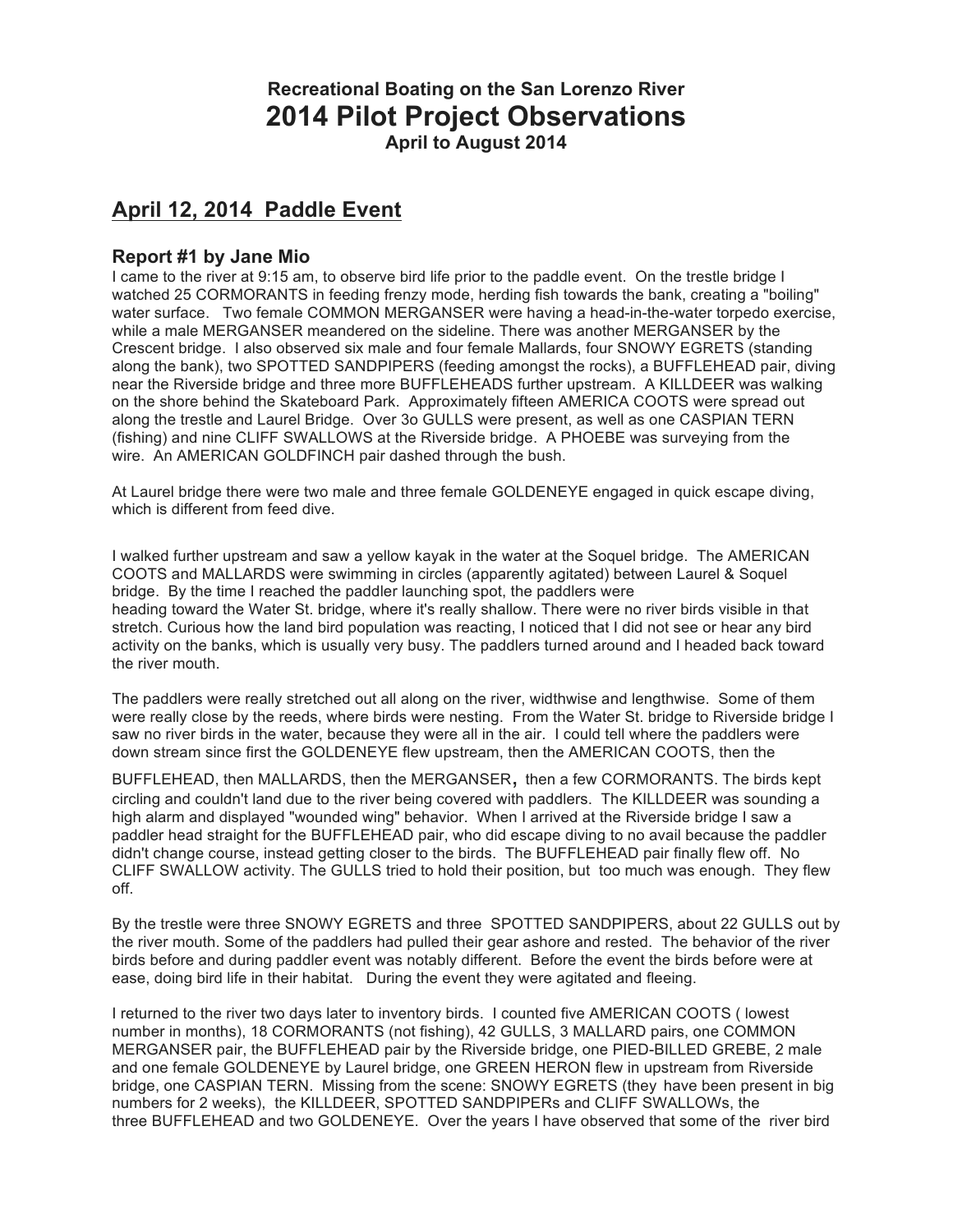# Recreational Boating on the San Lorenzo River
# 2014 Pilot Project Observations
### April to August 2014

## April 12, 2014  Paddle Event

### Report #1 by Jane Mio

I came to the river at 9:15 am, to observe bird life prior to the paddle event.  On the trestle bridge I watched 25 CORMORANTS in feeding frenzy mode, herding fish towards the bank, creating a "boiling" water surface.   Two female COMMON MERGANSER were having a head-in-the-water torpedo exercise, while a male MERGANSER meandered on the sideline. There was another MERGANSER by the Crescent bridge.  I also observed six male and four female Mallards, four SNOWY EGRETS (standing along the bank), two SPOTTED SANDPIPERS (feeding amongst the rocks), a BUFFLEHEAD pair, diving near the Riverside bridge and three more BUFFLEHEADS further upstream.  A KILLDEER was walking on the shore behind the Skateboard Park.  Approximately fifteen AMERICA COOTS were spread out along the trestle and Laurel Bridge.  Over 3o GULLS were present, as well as one CASPIAN TERN (fishing) and nine CLIFF SWALLOWS at the Riverside bridge.  A PHOEBE was surveying from the wire.  An AMERICAN GOLDFINCH pair dashed through the bush.

At Laurel bridge there were two male and three female GOLDENEYE engaged in quick escape diving, which is different from feed dive.

I walked further upstream and saw a yellow kayak in the water at the Soquel bridge.  The AMERICAN COOTS and MALLARDS were swimming in circles (apparently agitated) between Laurel & Soquel bridge.  By the time I reached the paddler launching spot, the paddlers were heading toward the Water St. bridge, where it's really shallow. There were no river birds visible in that stretch. Curious how the land bird population was reacting, I noticed that I did not see or hear any bird activity on the banks, which is usually very busy. The paddlers turned around and I headed back toward the river mouth.

The paddlers were really stretched out all along on the river, widthwise and lengthwise.  Some of them were really close by the reeds, where birds were nesting.  From the Water St. bridge to Riverside bridge I saw no river birds in the water, because they were all in the air.  I could tell where the paddlers were down stream since first the GOLDENEYE flew upstream, then the AMERICAN COOTS, then the BUFFLEHEAD, then MALLARDS, then the MERGANSER, then a few CORMORANTS. The birds kept circling and couldn't land due to the river being covered with paddlers.  The KILLDEER was sounding a high alarm and displayed "wounded wing" behavior.  When I arrived at the Riverside bridge I saw a paddler head straight for the BUFFLEHEAD pair, who did escape diving to no avail because the paddler didn't change course, instead getting closer to the birds.  The BUFFLEHEAD pair finally flew off.  No CLIFF SWALLOW activity. The GULLS tried to hold their position, but  too much was enough.  They flew off.

By the trestle were three SNOWY EGRETS and three  SPOTTED SANDPIPERS, about 22 GULLS out by the river mouth. Some of the paddlers had pulled their gear ashore and rested.  The behavior of the river birds before and during paddler event was notably different.  Before the event the birds before were at ease, doing bird life in their habitat.   During the event they were agitated and fleeing.

I returned to the river two days later to inventory birds.  I counted five AMERICAN COOTS ( lowest number in months), 18 CORMORANTS (not fishing), 42 GULLS, 3 MALLARD pairs, one COMMON MERGANSER pair, the BUFFLEHEAD pair by the Riverside bridge, one PIED-BILLED GREBE, 2 male and one female GOLDENEYE by Laurel bridge, one GREEN HERON flew in upstream from Riverside bridge, one CASPIAN TERN.  Missing from the scene: SNOWY EGRETS (they  have been present in big numbers for 2 weeks),  the KILLDEER, SPOTTED SANDPIPERs and CLIFF SWALLOWs, the three BUFFLEHEAD and two GOLDENEYE.  Over the years I have observed that some of the  river bird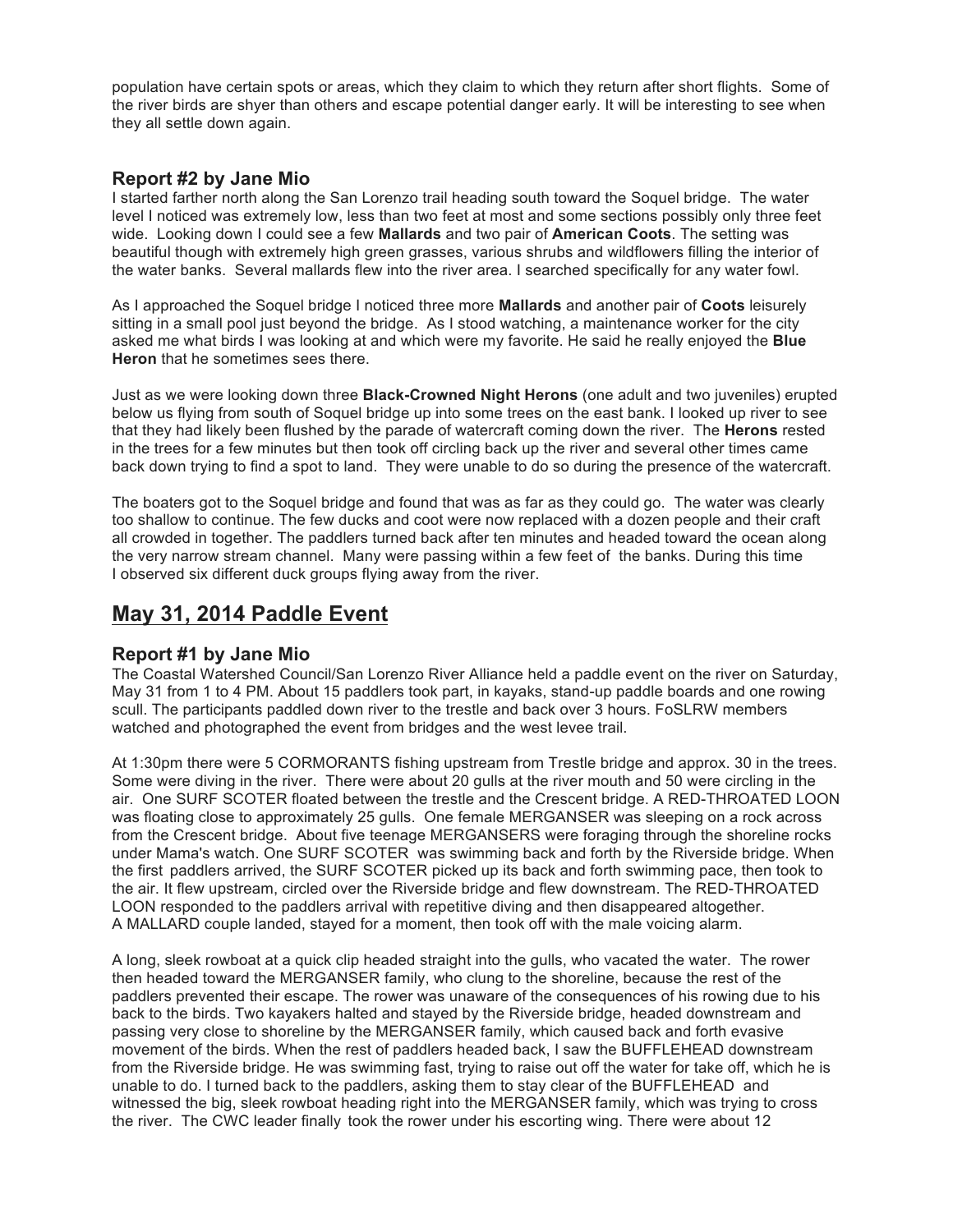population have certain spots or areas, which they claim to which they return after short flights. Some of the river birds are shyer than others and escape potential danger early. It will be interesting to see when they all settle down again.

### Report #2 by Jane Mio

I started farther north along the San Lorenzo trail heading south toward the Soquel bridge. The water level I noticed was extremely low, less than two feet at most and some sections possibly only three feet wide. Looking down I could see a few **Mallards** and two pair of **American Coots**. The setting was beautiful though with extremely high green grasses, various shrubs and wildflowers filling the interior of the water banks. Several mallards flew into the river area. I searched specifically for any water fowl.

As I approached the Soquel bridge I noticed three more **Mallards** and another pair of **Coots** leisurely sitting in a small pool just beyond the bridge. As I stood watching, a maintenance worker for the city asked me what birds I was looking at and which were my favorite. He said he really enjoyed the **Blue Heron** that he sometimes sees there.

Just as we were looking down three **Black-Crowned Night Herons** (one adult and two juveniles) erupted below us flying from south of Soquel bridge up into some trees on the east bank. I looked up river to see that they had likely been flushed by the parade of watercraft coming down the river. The **Herons** rested in the trees for a few minutes but then took off circling back up the river and several other times came back down trying to find a spot to land. They were unable to do so during the presence of the watercraft.

The boaters got to the Soquel bridge and found that was as far as they could go. The water was clearly too shallow to continue. The few ducks and coot were now replaced with a dozen people and their craft all crowded in together. The paddlers turned back after ten minutes and headed toward the ocean along the very narrow stream channel. Many were passing within a few feet of the banks. During this time I observed six different duck groups flying away from the river.

## May 31, 2014 Paddle Event

### Report #1 by Jane Mio

The Coastal Watershed Council/San Lorenzo River Alliance held a paddle event on the river on Saturday, May 31 from 1 to 4 PM. About 15 paddlers took part, in kayaks, stand-up paddle boards and one rowing scull. The participants paddled down river to the trestle and back over 3 hours. FoSLRW members watched and photographed the event from bridges and the west levee trail.

At 1:30pm there were 5 CORMORANTS fishing upstream from Trestle bridge and approx. 30 in the trees. Some were diving in the river. There were about 20 gulls at the river mouth and 50 were circling in the air. One SURF SCOTER floated between the trestle and the Crescent bridge. A RED-THROATED LOON was floating close to approximately 25 gulls. One female MERGANSER was sleeping on a rock across from the Crescent bridge. About five teenage MERGANSERS were foraging through the shoreline rocks under Mama's watch. One SURF SCOTER was swimming back and forth by the Riverside bridge. When the first paddlers arrived, the SURF SCOTER picked up its back and forth swimming pace, then took to the air. It flew upstream, circled over the Riverside bridge and flew downstream. The RED-THROATED LOON responded to the paddlers arrival with repetitive diving and then disappeared altogether. A MALLARD couple landed, stayed for a moment, then took off with the male voicing alarm.

A long, sleek rowboat at a quick clip headed straight into the gulls, who vacated the water. The rower then headed toward the MERGANSER family, who clung to the shoreline, because the rest of the paddlers prevented their escape. The rower was unaware of the consequences of his rowing due to his back to the birds. Two kayakers halted and stayed by the Riverside bridge, headed downstream and passing very close to shoreline by the MERGANSER family, which caused back and forth evasive movement of the birds. When the rest of paddlers headed back, I saw the BUFFLEHEAD downstream from the Riverside bridge. He was swimming fast, trying to raise out off the water for take off, which he is unable to do. I turned back to the paddlers, asking them to stay clear of the BUFFLEHEAD and witnessed the big, sleek rowboat heading right into the MERGANSER family, which was trying to cross the river. The CWC leader finally took the rower under his escorting wing. There were about 12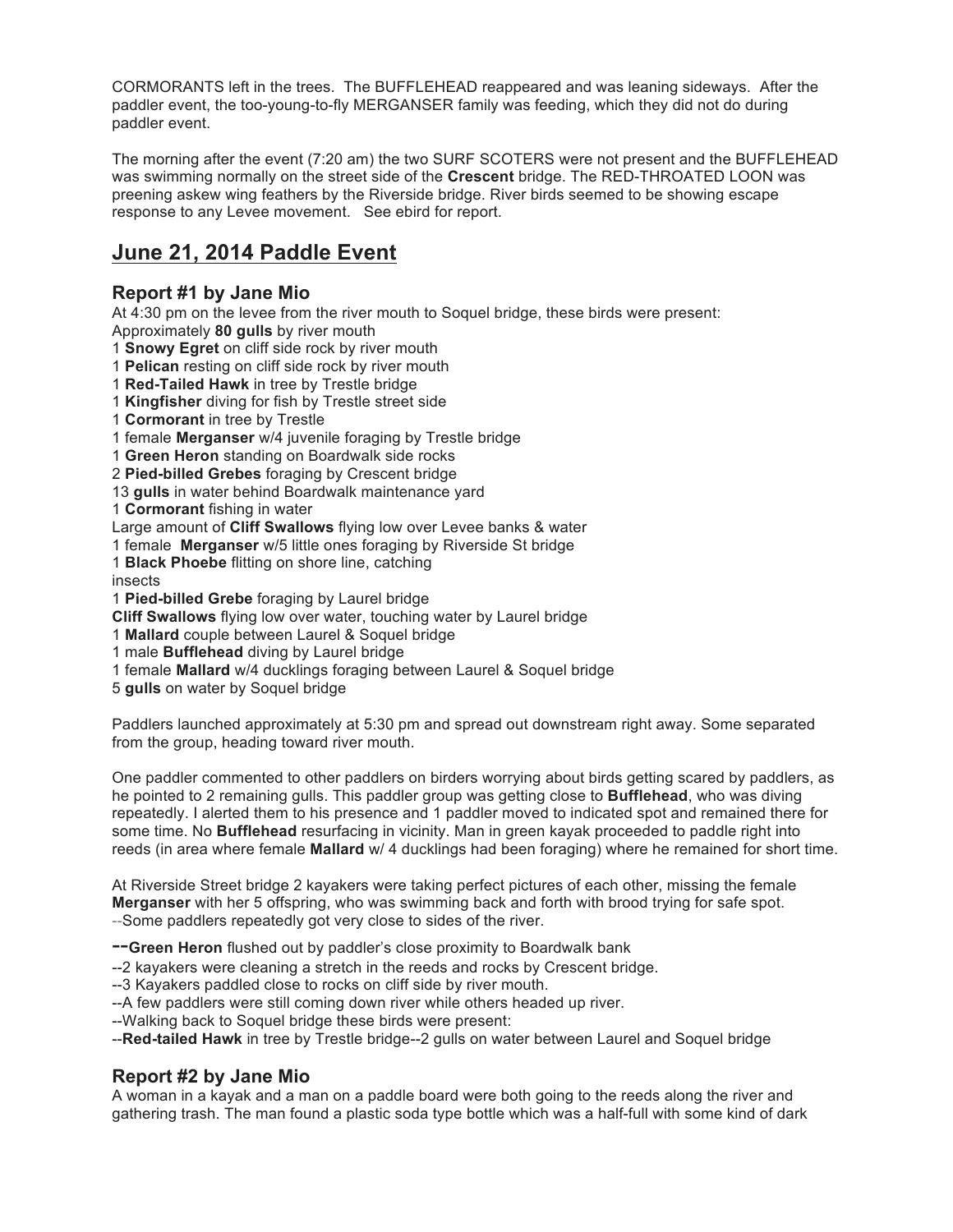CORMORANTS left in the trees. The BUFFLEHEAD reappeared and was leaning sideways. After the paddler event, the too-young-to-fly MERGANSER family was feeding, which they did not do during paddler event.

The morning after the event (7:20 am) the two SURF SCOTERS were not present and the BUFFLEHEAD was swimming normally on the street side of the **Crescent** bridge. The RED-THROATED LOON was preening askew wing feathers by the Riverside bridge. River birds seemed to be showing escape response to any Levee movement. See ebird for report.

## June 21, 2014 Paddle Event

### Report #1 by Jane Mio

At 4:30 pm on the levee from the river mouth to Soquel bridge, these birds were present:
Approximately **80 gulls** by river mouth
1 **Snowy Egret** on cliff side rock by river mouth
1 **Pelican** resting on cliff side rock by river mouth
1 **Red-Tailed Hawk** in tree by Trestle bridge
1 **Kingfisher** diving for fish by Trestle street side
1 **Cormorant** in tree by Trestle
1 female **Merganser** w/4 juvenile foraging by Trestle bridge
1 **Green Heron** standing on Boardwalk side rocks
2 **Pied-billed Grebes** foraging by Crescent bridge
13 **gulls** in water behind Boardwalk maintenance yard
1 **Cormorant** fishing in water
Large amount of **Cliff Swallows** flying low over Levee banks & water
1 female **Merganser** w/5 little ones foraging by Riverside St bridge
1 **Black Phoebe** flitting on shore line, catching insects
1 **Pied-billed Grebe** foraging by Laurel bridge
**Cliff Swallows** flying low over water, touching water by Laurel bridge
1 **Mallard** couple between Laurel & Soquel bridge
1 male **Bufflehead** diving by Laurel bridge
1 female **Mallard** w/4 ducklings foraging between Laurel & Soquel bridge
5 **gulls** on water by Soquel bridge

Paddlers launched approximately at 5:30 pm and spread out downstream right away. Some separated from the group, heading toward river mouth.

One paddler commented to other paddlers on birders worrying about birds getting scared by paddlers, as he pointed to 2 remaining gulls. This paddler group was getting close to **Bufflehead**, who was diving repeatedly. I alerted them to his presence and 1 paddler moved to indicated spot and remained there for some time. No **Bufflehead** resurfacing in vicinity. Man in green kayak proceeded to paddle right into reeds (in area where female **Mallard** w/ 4 ducklings had been foraging) where he remained for short time.

At Riverside Street bridge 2 kayakers were taking perfect pictures of each other, missing the female **Merganser** with her 5 offspring, who was swimming back and forth with brood trying for safe spot.
--Some paddlers repeatedly got very close to sides of the river.

--**Green Heron** flushed out by paddler's close proximity to Boardwalk bank
--2 kayakers were cleaning a stretch in the reeds and rocks by Crescent bridge.
--3 Kayakers paddled close to rocks on cliff side by river mouth.
--A few paddlers were still coming down river while others headed up river.
--Walking back to Soquel bridge these birds were present:
--**Red-tailed Hawk** in tree by Trestle bridge--2 gulls on water between Laurel and Soquel bridge

### Report #2 by Jane Mio

A woman in a kayak and a man on a paddle board were both going to the reeds along the river and gathering trash. The man found a plastic soda type bottle which was a half-full with some kind of dark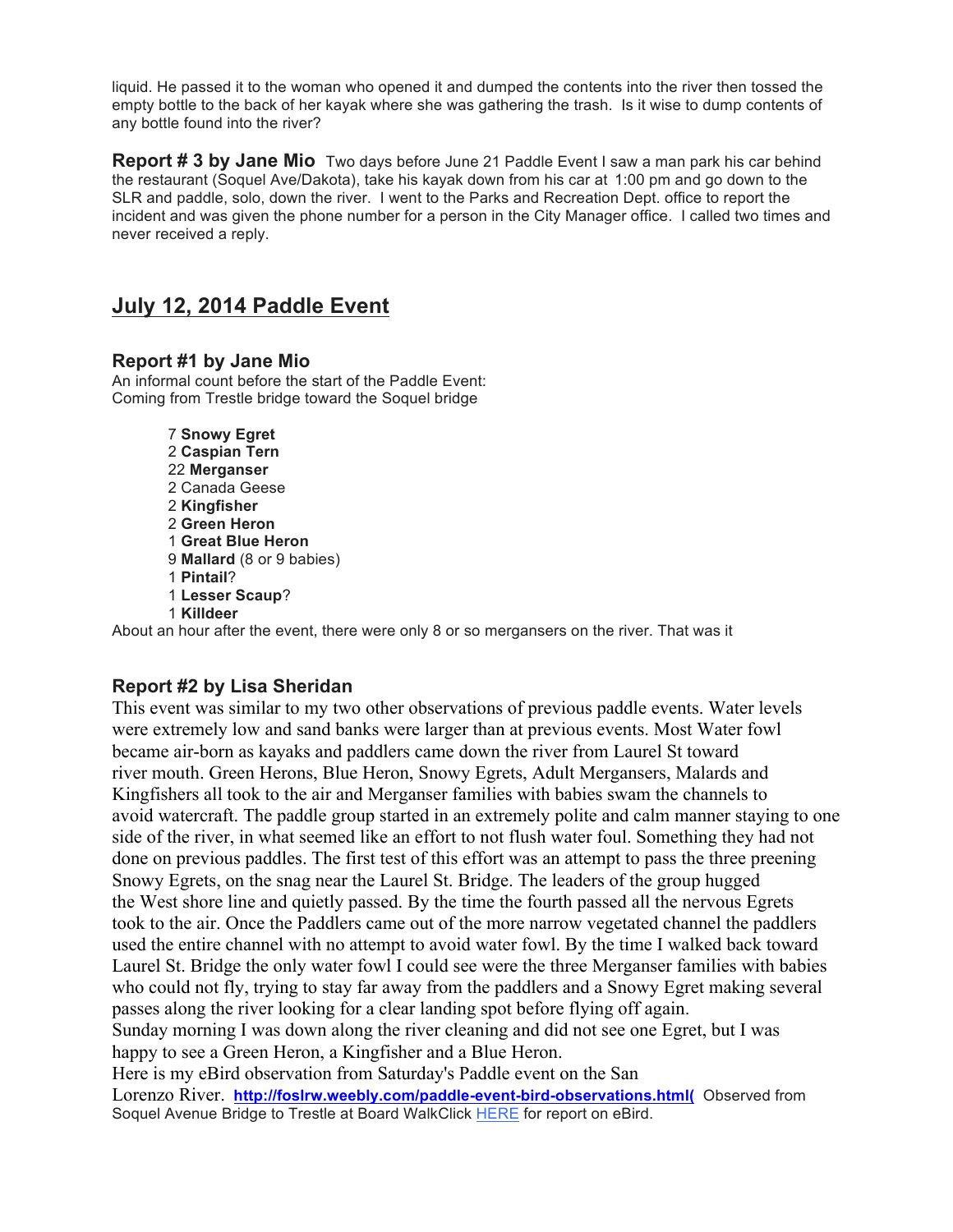liquid. He passed it to the woman who opened it and dumped the contents into the river then tossed the empty bottle to the back of her kayak where she was gathering the trash. Is it wise to dump contents of any bottle found into the river?

**Report # 3 by Jane Mio** Two days before June 21 Paddle Event I saw a man park his car behind the restaurant (Soquel Ave/Dakota), take his kayak down from his car at 1:00 pm and go down to the SLR and paddle, solo, down the river. I went to the Parks and Recreation Dept. office to report the incident and was given the phone number for a person in the City Manager office. I called two times and never received a reply.

## July 12, 2014 Paddle Event

### Report #1 by Jane Mio

An informal count before the start of the Paddle Event:
Coming from Trestle bridge toward the Soquel bridge

- 7 **Snowy Egret**
- 2 **Caspian Tern**
- 22 **Merganser**
- 2 Canada Geese
- 2 **Kingfisher**
- 2 **Green Heron**
- 1 **Great Blue Heron**
- 9 **Mallard** (8 or 9 babies)
- 1 **Pintail**?
- 1 **Lesser Scaup**?
- 1 **Killdeer**

About an hour after the event, there were only 8 or so mergansers on the river. That was it

### Report #2 by Lisa Sheridan

This event was similar to my two other observations of previous paddle events. Water levels were extremely low and sand banks were larger than at previous events. Most Water fowl became air-born as kayaks and paddlers came down the river from Laurel St toward river mouth. Green Herons, Blue Heron, Snowy Egrets, Adult Mergansers, Malards and Kingfishers all took to the air and Merganser families with babies swam the channels to avoid watercraft. The paddle group started in an extremely polite and calm manner staying to one side of the river, in what seemed like an effort to not flush water foul. Something they had not done on previous paddles. The first test of this effort was an attempt to pass the three preening Snowy Egrets, on the snag near the Laurel St. Bridge. The leaders of the group hugged the West shore line and quietly passed. By the time the fourth passed all the nervous Egrets took to the air. Once the Paddlers came out of the more narrow vegetated channel the paddlers used the entire channel with no attempt to avoid water fowl. By the time I walked back toward Laurel St. Bridge the only water fowl I could see were the three Merganser families with babies who could not fly, trying to stay far away from the paddlers and a Snowy Egret making several passes along the river looking for a clear landing spot before flying off again.
Sunday morning I was down along the river cleaning and did not see one Egret, but I was happy to see a Green Heron, a Kingfisher and a Blue Heron.
Here is my eBird observation from Saturday's Paddle event on the San Lorenzo River. **http://foslrw.weebly.com/paddle-event-bird-observations.html(** Observed from Soquel Avenue Bridge to Trestle at Board WalkClick HERE for report on eBird.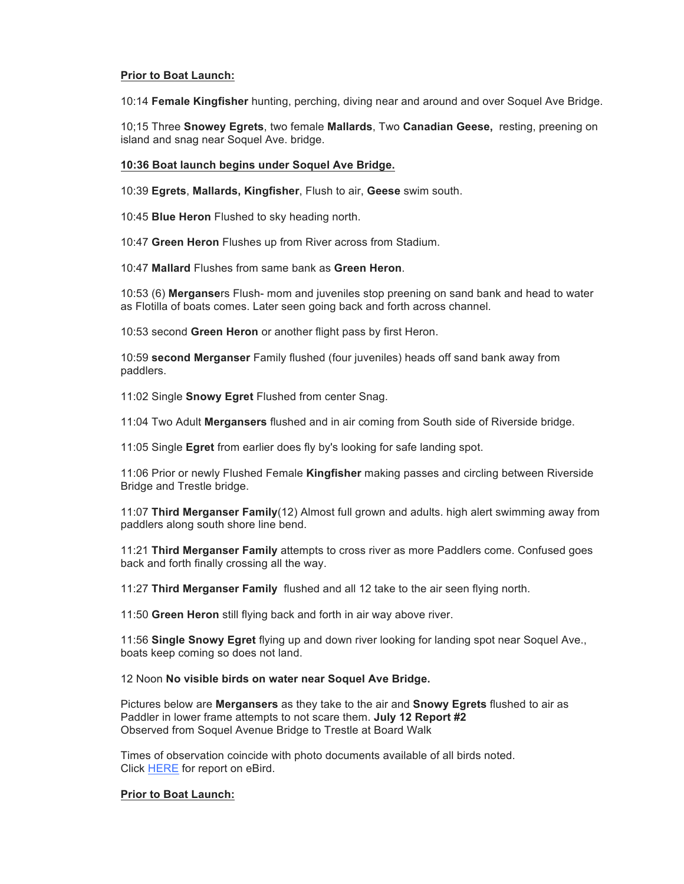**Prior to Boat Launch:**

10:14 **Female Kingfisher** hunting, perching, diving near and around and over Soquel Ave Bridge.

10;15 Three **Snowey Egrets**, two female **Mallards**, Two **Canadian Geese,** resting, preening on island and snag near Soquel Ave. bridge.

**10:36 Boat launch begins under Soquel Ave Bridge.**

10:39 **Egrets**, **Mallards, Kingfisher**, Flush to air, **Geese** swim south.

10:45 **Blue Heron** Flushed to sky heading north.

10:47 **Green Heron** Flushes up from River across from Stadium.

10:47 **Mallard** Flushes from same bank as **Green Heron**.

10:53 (6) **Merganse**rs Flush- mom and juveniles stop preening on sand bank and head to water as Flotilla of boats comes. Later seen going back and forth across channel.

10:53 second **Green Heron** or another flight pass by first Heron.

10:59 **second Merganser** Family flushed (four juveniles) heads off sand bank away from paddlers.

11:02 Single **Snowy Egret** Flushed from center Snag.

11:04 Two Adult **Mergansers** flushed and in air coming from South side of Riverside bridge.

11:05 Single **Egret** from earlier does fly by's looking for safe landing spot.

11:06 Prior or newly Flushed Female **Kingfisher** making passes and circling between Riverside Bridge and Trestle bridge.

11:07 **Third Merganser Family**(12) Almost full grown and adults. high alert swimming away from paddlers along south shore line bend.

11:21 **Third Merganser Family** attempts to cross river as more Paddlers come. Confused goes back and forth finally crossing all the way.

11:27 **Third Merganser Family** flushed and all 12 take to the air seen flying north.

11:50 **Green Heron** still flying back and forth in air way above river.

11:56 **Single Snowy Egret** flying up and down river looking for landing spot near Soquel Ave., boats keep coming so does not land.

12 Noon **No visible birds on water near Soquel Ave Bridge.**

Pictures below are **Mergansers** as they take to the air and **Snowy Egrets** flushed to air as Paddler in lower frame attempts to not scare them. **July 12 Report #2**
Observed from Soquel Avenue Bridge to Trestle at Board Walk

Times of observation coincide with photo documents available of all birds noted.
Click HERE for report on eBird.

**Prior to Boat Launch:**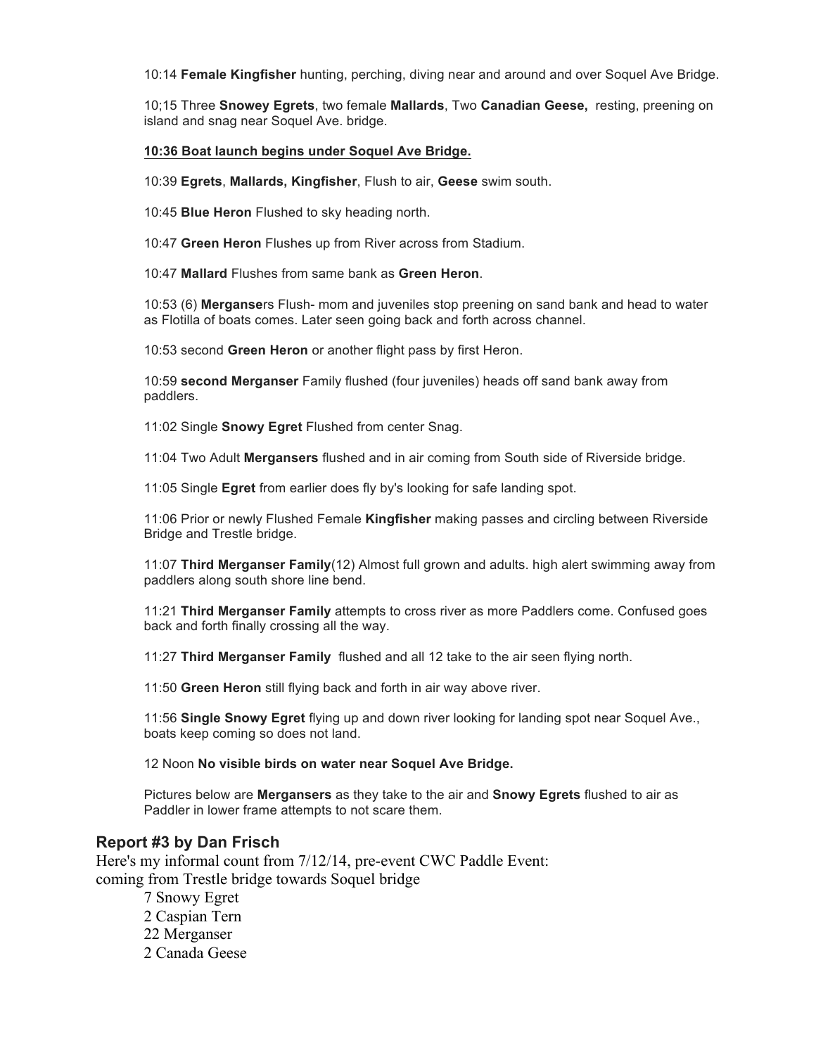10:14 **Female Kingfisher** hunting, perching, diving near and around and over Soquel Ave Bridge.

10;15 Three **Snowey Egrets**, two female **Mallards**, Two **Canadian Geese,** resting, preening on island and snag near Soquel Ave. bridge.

**10:36 Boat launch begins under Soquel Ave Bridge.**

10:39 **Egrets**, **Mallards, Kingfisher**, Flush to air, **Geese** swim south.

10:45 **Blue Heron** Flushed to sky heading north.

10:47 **Green Heron** Flushes up from River across from Stadium.

10:47 **Mallard** Flushes from same bank as **Green Heron**.

10:53 (6) **Merganse**rs Flush- mom and juveniles stop preening on sand bank and head to water as Flotilla of boats comes. Later seen going back and forth across channel.

10:53 second **Green Heron** or another flight pass by first Heron.

10:59 **second Merganser** Family flushed (four juveniles) heads off sand bank away from paddlers.

11:02 Single **Snowy Egret** Flushed from center Snag.

11:04 Two Adult **Mergansers** flushed and in air coming from South side of Riverside bridge.

11:05 Single **Egret** from earlier does fly by's looking for safe landing spot.

11:06 Prior or newly Flushed Female **Kingfisher** making passes and circling between Riverside Bridge and Trestle bridge.

11:07 **Third Merganser Family**(12) Almost full grown and adults. high alert swimming away from paddlers along south shore line bend.

11:21 **Third Merganser Family** attempts to cross river as more Paddlers come. Confused goes back and forth finally crossing all the way.

11:27 **Third Merganser Family** flushed and all 12 take to the air seen flying north.

11:50 **Green Heron** still flying back and forth in air way above river.

11:56 **Single Snowy Egret** flying up and down river looking for landing spot near Soquel Ave., boats keep coming so does not land.

12 Noon **No visible birds on water near Soquel Ave Bridge.**

Pictures below are **Mergansers** as they take to the air and **Snowy Egrets** flushed to air as Paddler in lower frame attempts to not scare them.

## Report #3 by Dan Frisch

Here's my informal count from 7/12/14, pre-event CWC Paddle Event:
coming from Trestle bridge towards Soquel bridge

7 Snowy Egret
2 Caspian Tern
22 Merganser
2 Canada Geese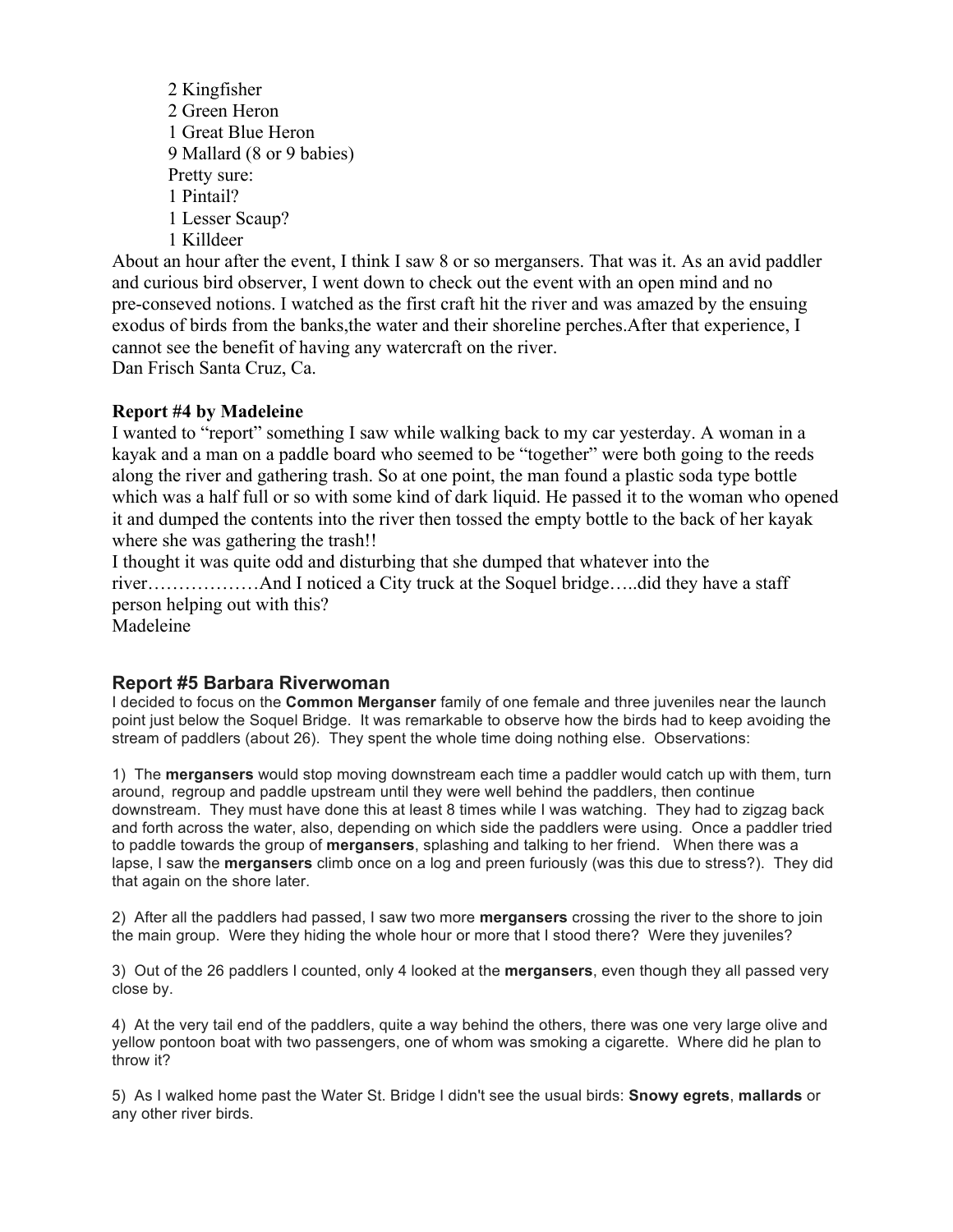2 Kingfisher
2 Green Heron
1 Great Blue Heron
9 Mallard (8 or 9 babies)
Pretty sure:
1 Pintail?
1 Lesser Scaup?
1 Killdeer

About an hour after the event, I think I saw 8 or so mergansers. That was it. As an avid paddler and curious bird observer, I went down to check out the event with an open mind and no pre-conseved notions. I watched as the first craft hit the river and was amazed by the ensuing exodus of birds from the banks,the water and their shoreline perches.After that experience, I cannot see the benefit of having any watercraft on the river.
Dan Frisch Santa Cruz, Ca.

**Report #4 by Madeleine**

I wanted to "report" something I saw while walking back to my car yesterday. A woman in a kayak and a man on a paddle board who seemed to be "together" were both going to the reeds along the river and gathering trash. So at one point, the man found a plastic soda type bottle which was a half full or so with some kind of dark liquid. He passed it to the woman who opened it and dumped the contents into the river then tossed the empty bottle to the back of her kayak where she was gathering the trash!!
I thought it was quite odd and disturbing that she dumped that whatever into the river………………And I noticed a City truck at the Soquel bridge…..did they have a staff person helping out with this?
Madeleine

## Report #5 Barbara Riverwoman

I decided to focus on the **Common Merganser** family of one female and three juveniles near the launch point just below the Soquel Bridge. It was remarkable to observe how the birds had to keep avoiding the stream of paddlers (about 26). They spent the whole time doing nothing else. Observations:

1) The **mergansers** would stop moving downstream each time a paddler would catch up with them, turn around, regroup and paddle upstream until they were well behind the paddlers, then continue downstream. They must have done this at least 8 times while I was watching. They had to zigzag back and forth across the water, also, depending on which side the paddlers were using. Once a paddler tried to paddle towards the group of **mergansers**, splashing and talking to her friend. When there was a lapse, I saw the **mergansers** climb once on a log and preen furiously (was this due to stress?). They did that again on the shore later.

2) After all the paddlers had passed, I saw two more **mergansers** crossing the river to the shore to join the main group. Were they hiding the whole hour or more that I stood there? Were they juveniles?

3) Out of the 26 paddlers I counted, only 4 looked at the **mergansers**, even though they all passed very close by.

4) At the very tail end of the paddlers, quite a way behind the others, there was one very large olive and yellow pontoon boat with two passengers, one of whom was smoking a cigarette. Where did he plan to throw it?

5) As I walked home past the Water St. Bridge I didn't see the usual birds: **Snowy egrets**, **mallards** or any other river birds.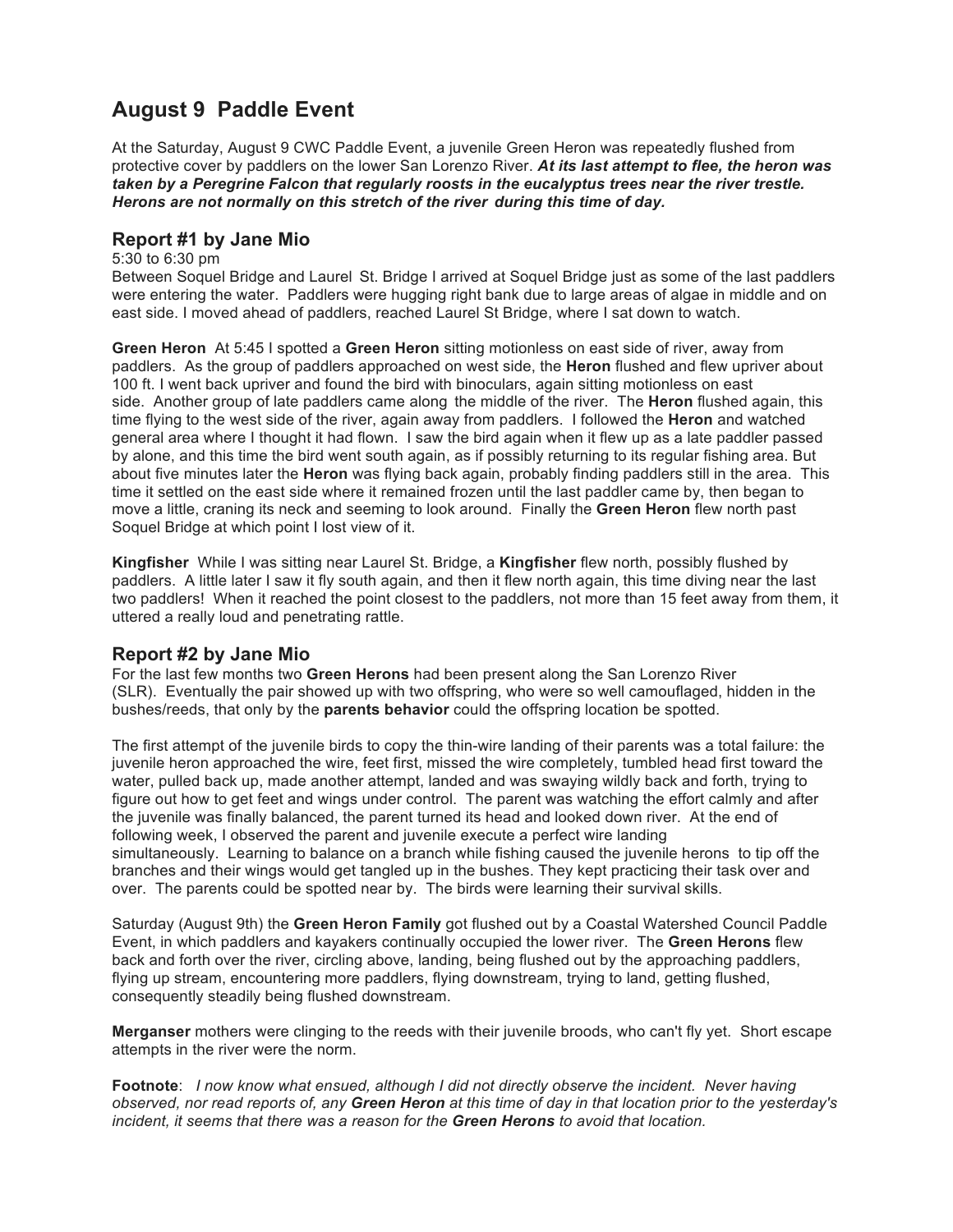## August 9 Paddle Event

At the Saturday, August 9 CWC Paddle Event, a juvenile Green Heron was repeatedly flushed from protective cover by paddlers on the lower San Lorenzo River. ***At its last attempt to flee, the heron was taken by a Peregrine Falcon that regularly roosts in the eucalyptus trees near the river trestle. Herons are not normally on this stretch of the river during this time of day.***

### Report #1 by Jane Mio

5:30 to 6:30 pm
Between Soquel Bridge and Laurel St. Bridge I arrived at Soquel Bridge just as some of the last paddlers were entering the water. Paddlers were hugging right bank due to large areas of algae in middle and on east side. I moved ahead of paddlers, reached Laurel St Bridge, where I sat down to watch.

**Green Heron** At 5:45 I spotted a **Green Heron** sitting motionless on east side of river, away from paddlers. As the group of paddlers approached on west side, the **Heron** flushed and flew upriver about 100 ft. I went back upriver and found the bird with binoculars, again sitting motionless on east side. Another group of late paddlers came along the middle of the river. The **Heron** flushed again, this time flying to the west side of the river, again away from paddlers. I followed the **Heron** and watched general area where I thought it had flown. I saw the bird again when it flew up as a late paddler passed by alone, and this time the bird went south again, as if possibly returning to its regular fishing area. But about five minutes later the **Heron** was flying back again, probably finding paddlers still in the area. This time it settled on the east side where it remained frozen until the last paddler came by, then began to move a little, craning its neck and seeming to look around. Finally the **Green Heron** flew north past Soquel Bridge at which point I lost view of it.

**Kingfisher** While I was sitting near Laurel St. Bridge, a **Kingfisher** flew north, possibly flushed by paddlers. A little later I saw it fly south again, and then it flew north again, this time diving near the last two paddlers! When it reached the point closest to the paddlers, not more than 15 feet away from them, it uttered a really loud and penetrating rattle.

### Report #2 by Jane Mio

For the last few months two **Green Herons** had been present along the San Lorenzo River (SLR). Eventually the pair showed up with two offspring, who were so well camouflaged, hidden in the bushes/reeds, that only by the **parents behavior** could the offspring location be spotted.

The first attempt of the juvenile birds to copy the thin-wire landing of their parents was a total failure: the juvenile heron approached the wire, feet first, missed the wire completely, tumbled head first toward the water, pulled back up, made another attempt, landed and was swaying wildly back and forth, trying to figure out how to get feet and wings under control. The parent was watching the effort calmly and after the juvenile was finally balanced, the parent turned its head and looked down river. At the end of following week, I observed the parent and juvenile execute a perfect wire landing simultaneously. Learning to balance on a branch while fishing caused the juvenile herons to tip off the branches and their wings would get tangled up in the bushes. They kept practicing their task over and over. The parents could be spotted near by. The birds were learning their survival skills.

Saturday (August 9th) the **Green Heron Family** got flushed out by a Coastal Watershed Council Paddle Event, in which paddlers and kayakers continually occupied the lower river. The **Green Herons** flew back and forth over the river, circling above, landing, being flushed out by the approaching paddlers, flying up stream, encountering more paddlers, flying downstream, trying to land, getting flushed, consequently steadily being flushed downstream.

**Merganser** mothers were clinging to the reeds with their juvenile broods, who can't fly yet. Short escape attempts in the river were the norm.

**Footnote**: *I now know what ensued, although I did not directly observe the incident. Never having observed, nor read reports of, any* ***Green Heron*** *at this time of day in that location prior to the yesterday's incident, it seems that there was a reason for the* ***Green Herons*** *to avoid that location.*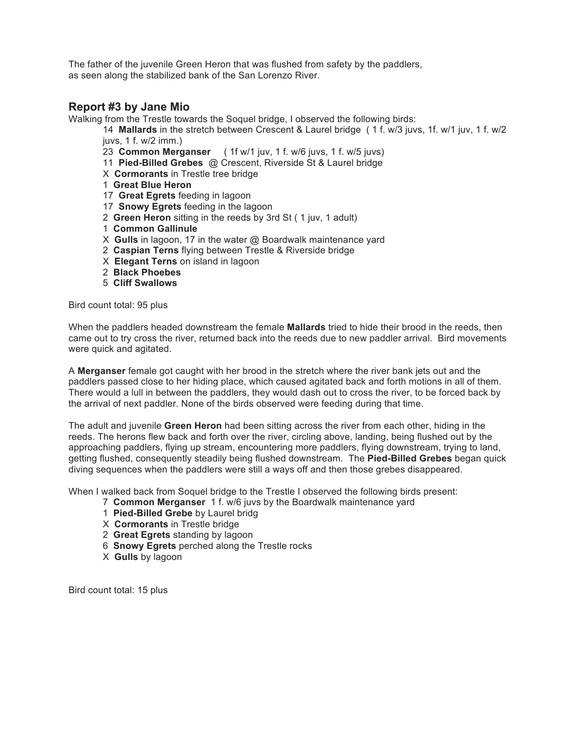The father of the juvenile Green Heron that was flushed from safety by the paddlers,
as seen along the stabilized bank of the San Lorenzo River.

### Report #3 by Jane Mio

Walking from the Trestle towards the Soquel bridge, I observed the following birds:

- 14 **Mallards** in the stretch between Crescent & Laurel bridge ( 1 f. w/3 juvs, 1f. w/1 juv, 1 f. w/2 juvs, 1 f. w/2 imm.)
- 23 **Common Merganser** ( 1f w/1 juv, 1 f. w/6 juvs, 1 f. w/5 juvs)
- 11 **Pied-Billed Grebes** @ Crescent, Riverside St & Laurel bridge
- X **Cormorants** in Trestle tree bridge
- 1 **Great Blue Heron**
- 17 **Great Egrets** feeding in lagoon
- 17 **Snowy Egrets** feeding in the lagoon
- 2 **Green Heron** sitting in the reeds by 3rd St ( 1 juv, 1 adult)
- 1 **Common Gallinule**
- X **Gulls** in lagoon, 17 in the water @ Boardwalk maintenance yard
- 2 **Caspian Terns** flying between Trestle & Riverside bridge
- X **Elegant Terns** on island in lagoon
- 2 **Black Phoebes**
- 5 **Cliff Swallows**

Bird count total: 95 plus

When the paddlers headed downstream the female **Mallards** tried to hide their brood in the reeds, then came out to try cross the river, returned back into the reeds due to new paddler arrival. Bird movements were quick and agitated.

A **Merganser** female got caught with her brood in the stretch where the river bank jets out and the paddlers passed close to her hiding place, which caused agitated back and forth motions in all of them. There would a lull in between the paddlers, they would dash out to cross the river, to be forced back by the arrival of next paddler. None of the birds observed were feeding during that time.

The adult and juvenile **Green Heron** had been sitting across the river from each other, hiding in the reeds. The herons flew back and forth over the river, circling above, landing, being flushed out by the approaching paddlers, flying up stream, encountering more paddlers, flying downstream, trying to land, getting flushed, consequently steadily being flushed downstream. The **Pied-Billed Grebes** began quick diving sequences when the paddlers were still a ways off and then those grebes disappeared.

When I walked back from Soquel bridge to the Trestle I observed the following birds present:

- 7 **Common Merganser** 1 f. w/6 juvs by the Boardwalk maintenance yard
- 1 **Pied-Billed Grebe** by Laurel bridg
- X **Cormorants** in Trestle bridge
- 2 **Great Egrets** standing by lagoon
- 6 **Snowy Egrets** perched along the Trestle rocks
- X **Gulls** by lagoon

Bird count total: 15 plus